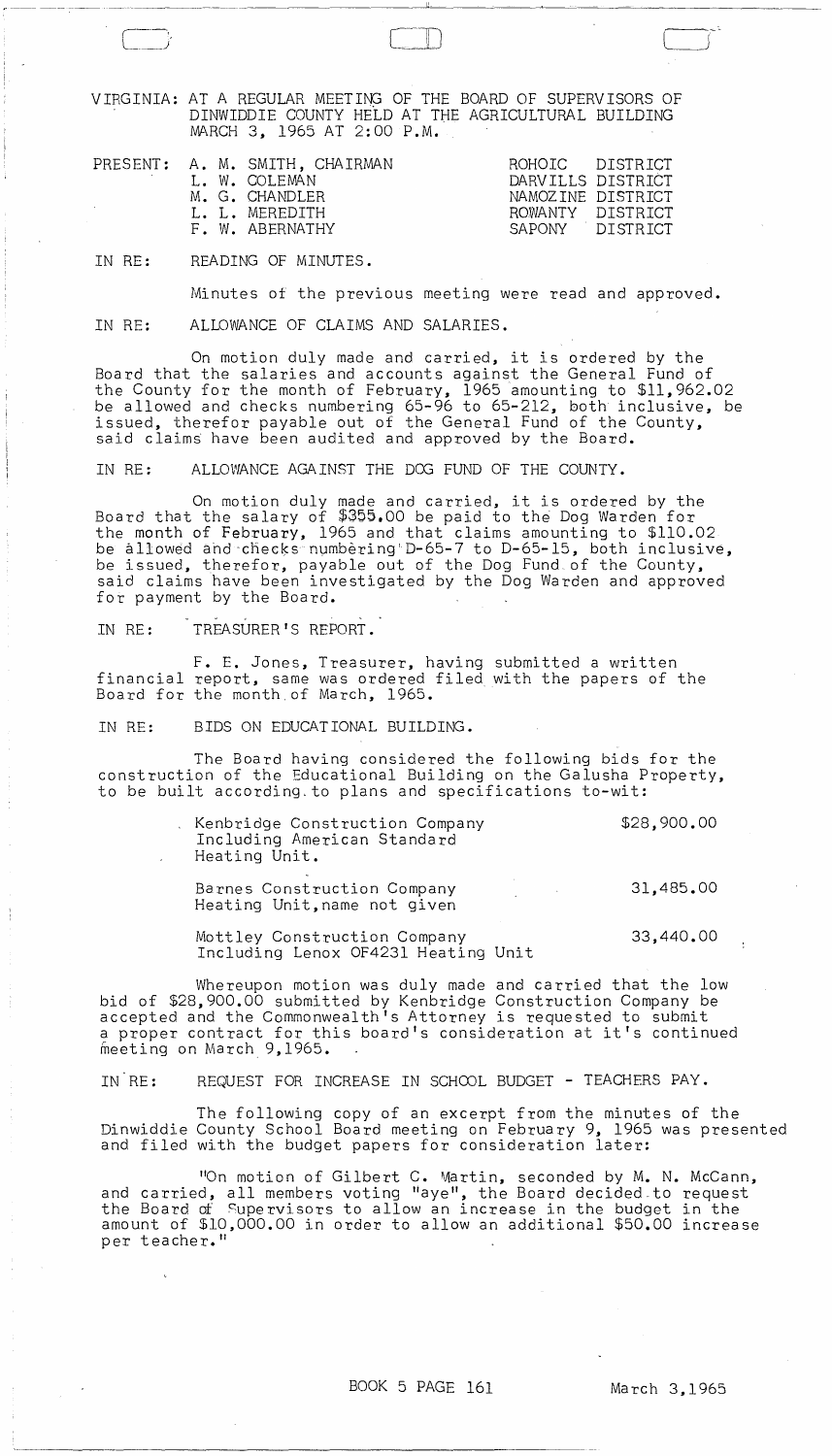VIRGINIA: AT A REGULAR MEETING OF THE BOARD OF SUPERVISORS OF DINWIDDIE COUNTY HELD AT THE AGRICULTURAL BUILDING MARCH 3, 1965 AT 2:00 P.M.

| PRESENT: | | |
|---|---|---|
| | A. M. SMITH, CHAIRMAN | ROHOIC DISTRICT |
| | L. W. COLEMAN | DARVILLS DISTRICT |
| | M. G. CHANDLER | NAMOZINE DISTRICT |
| | L. L. MEREDITH | ROWANTY DISTRICT |
| | F. W. ABERNATHY | SAPONY DISTRICT |

IN RE: READING OF MINUTES.

Minutes of the previous meeting were read and approved.

IN RE: ALLOWANCE OF CLAIMS AND SALARIES.

On motion duly made and carried, it is ordered by the Board that the salaries and accounts against the General Fund of the County for the month of February, 1965 amounting to $11,962.02 be allowed and checks numbering 65-96 to 65-212, both inclusive, be issued, therefor payable out of the General Fund of the County, said claims have been audited and approved by the Board.

IN RE: ALLOWANCE AGAINST THE DOG FUND OF THE COUNTY.

On motion duly made and carried, it is ordered by the Board that the salary of $355.00 be paid to the Dog Warden for the month of February, 1965 and that claims amounting to $110.02 be allowed and checks numbering D-65-7 to D-65-15, both inclusive, be issued, therefor, payable out of the Dog Fund of the County, said claims have been investigated by the Dog Warden and approved for payment by the Board.

IN RE: TREASURER'S REPORT.

F. E. Jones, Treasurer, having submitted a written financial report, same was ordered filed with the papers of the Board for the month of March, 1965.

IN RE: BIDS ON EDUCATIONAL BUILDING.

The Board having considered the following bids for the construction of the Educational Building on the Galusha Property, to be built according to plans and specifications to-wit:

| | |
|---|---|
| Kenbridge Construction Company Including American Standard Heating Unit. | $28,900.00 |
| Barnes Construction Company Heating Unit, name not given | 31,485.00 |
| Mottley Construction Company Including Lenox OF4231 Heating Unit | 33,440.00 |

Whereupon motion was duly made and carried that the low bid of $28,900.00 submitted by Kenbridge Construction Company be accepted and the Commonwealth's Attorney is requested to submit a proper contract for this board's consideration at it's continued meeting on March 9,1965.

IN RE: REQUEST FOR INCREASE IN SCHOOL BUDGET - TEACHERS PAY.

The following copy of an excerpt from the minutes of the Dinwiddie County School Board meeting on February 9, 1965 was presented and filed with the budget papers for consideration later:

"On motion of Gilbert C. Martin, seconded by M. N. McCann, and carried, all members voting "aye", the Board decided to request the Board of Supervisors to allow an increase in the budget in the amount of $10,000.00 in order to allow an additional $50.00 increase per teacher."

BOOK 5 PAGE 161 March 3,1965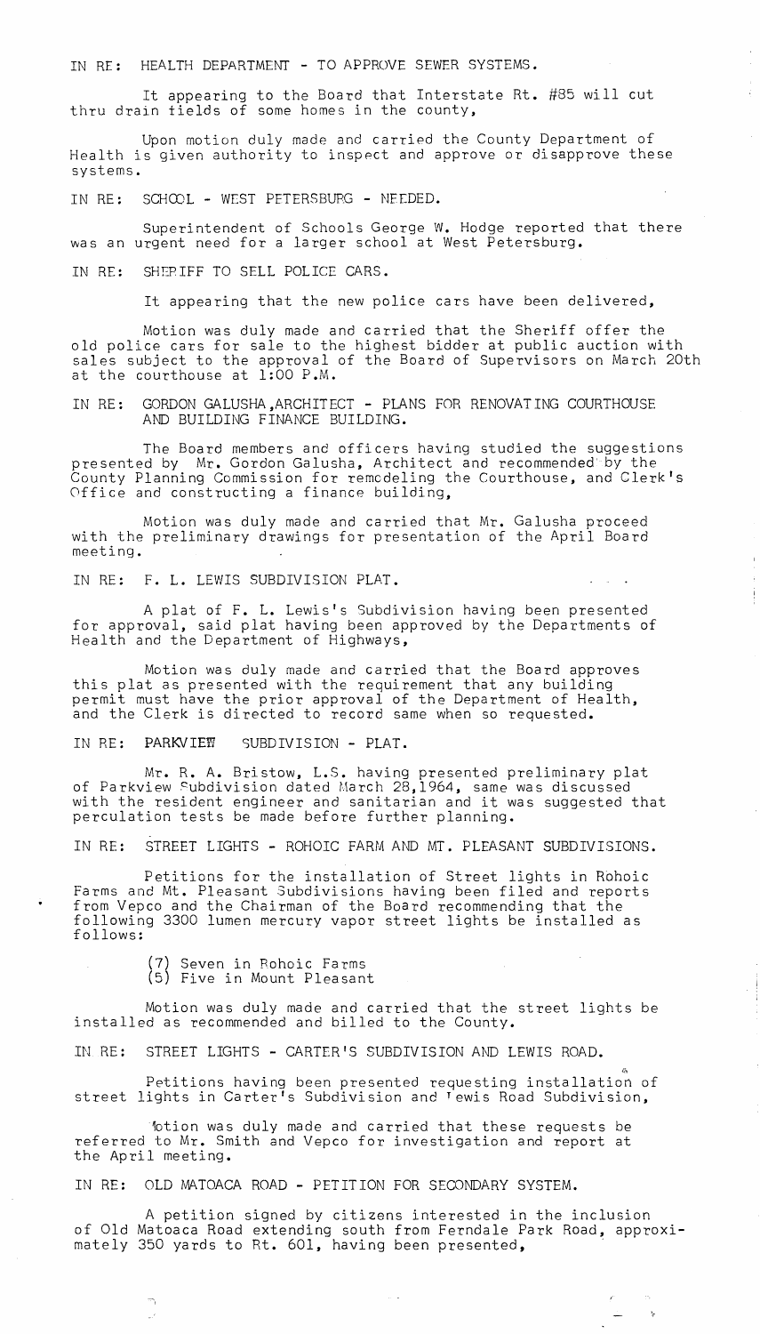IN RE: HEALTH DEPARTMENT - TO APPROVE SEWER SYSTEMS.

It appearing to the Board that Interstate Rt. #85 will cut thru drain fields of some homes in the county,

Upon motion duly made and carried the County Department of Health is given authority to inspect and approve or disapprove these systems.

IN RE: SCHOOL - WEST PETERSBURG - NEEDED.

Superintendent of Schools George W. Hodge reported that there was an urgent need for a larger school at West Petersburg.

IN RE: SHERIFF TO SELL POLICE CARS.

It appearing that the new police cars have been delivered,

Motion was duly made and carried that the Sheriff offer the old police cars for sale to the highest bidder at public auction with sales subject to the approval of the Board of Supervisors on March 20th at the courthouse at 1:00 P.M.

IN RE: GORDON GALUSHA, ARCHITECT - PLANS FOR RENOVATING COURTHOUSE AND BUILDING FINANCE BUILDING.

The Board members and officers having studied the suggestions presented by Mr. Gordon Galusha, Architect and recommended by the County Planning Commission for remodeling the Courthouse, and Clerk's Office and constructing a finance building,

Motion was duly made and carried that Mr. Galusha proceed with the preliminary drawings for presentation of the April Board meeting.

IN RE: F. L. LEWIS SUBDIVISION PLAT.

A plat of F. L. Lewis's Subdivision having been presented for approval, said plat having been approved by the Departments of Health and the Department of Highways,

Motion was duly made and carried that the Board approves this plat as presented with the requirement that any building permit must have the prior approval of the Department of Health, and the Clerk is directed to record same when so requested.

IN RE: PARKVIEW SUBDIVISION - PLAT.

Mr. R. A. Bristow, L.S. having presented preliminary plat of Parkview Subdivision dated March 28,1964, same was discussed with the resident engineer and sanitarian and it was suggested that perculation tests be made before further planning.

IN RE: STREET LIGHTS - ROHOIC FARM AND MT. PLEASANT SUBDIVISIONS.

Petitions for the installation of Street lights in Rohoic Farms and Mt. Pleasant Subdivisions having been filed and reports from Vepco and the Chairman of the Board recommending that the following 3300 lumen mercury vapor street lights be installed as follows:

(7) Seven in Rohoic Farms
(5) Five in Mount Pleasant

Motion was duly made and carried that the street lights be installed as recommended and billed to the County.

IN RE: STREET LIGHTS - CARTER'S SUBDIVISION AND LEWIS ROAD.

Petitions having been presented requesting installation of street lights in Carter's Subdivision and Lewis Road Subdivision,

Motion was duly made and carried that these requests be referred to Mr. Smith and Vepco for investigation and report at the April meeting.

IN RE: OLD MATOACA ROAD - PETITION FOR SECONDARY SYSTEM.

A petition signed by citizens interested in the inclusion of Old Matoaca Road extending south from Ferndale Park Road, approximately 350 yards to Rt. 601, having been presented,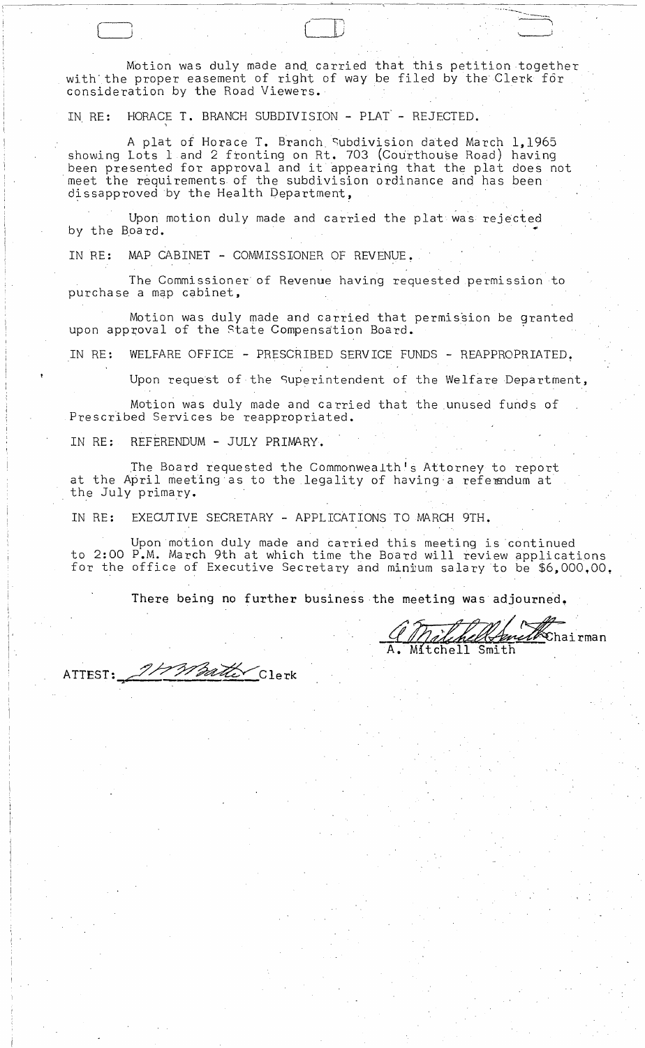Motion was duly made and carried that this petition together with the proper easement of right of way be filed by the Clerk for consideration by the Road Viewers.

IN RE: HORACE T. BRANCH SUBDIVISION - PLAT - REJECTED.

A plat of Horace T. Branch Subdivision dated March 1,1965 showing Lots 1 and 2 fronting on Rt. 703 (Courthouse Road) having been presented for approval and it appearing that the plat does not meet the requirements of the subdivision ordinance and has been dissapproved by the Health Department,

Upon motion duly made and carried the plat was rejected by the Board.

IN RE: MAP CABINET - COMMISSIONER OF REVENUE.

The Commissioner of Revenue having requested permission to purchase a map cabinet,

Motion was duly made and carried that permission be granted upon approval of the State Compensation Board.

IN RE: WELFARE OFFICE - PRESCRIBED SERVICE FUNDS - REAPPROPRIATED.

Upon request of the Superintendent of the Welfare Department,

Motion was duly made and carried that the unused funds of Prescribed Services be reappropriated.

IN RE: REFERENDUM - JULY PRIMARY.

The Board requested the Commonwealth's Attorney to report at the April meeting as to the legality of having a referendum at the July primary.

IN RE: EXECUTIVE SECRETARY - APPLICATIONS TO MARCH 9TH.

Upon motion duly made and carried this meeting is continued to 2:00 P.M. March 9th at which time the Board will review applications for the office of Executive Secretary and minium salary to be $6,000.00.

There being no further business the meeting was adjourned.

A. Mitchell Smith Chairman
A. Mitchell Smith

ATTEST: H. M. Batte Clerk